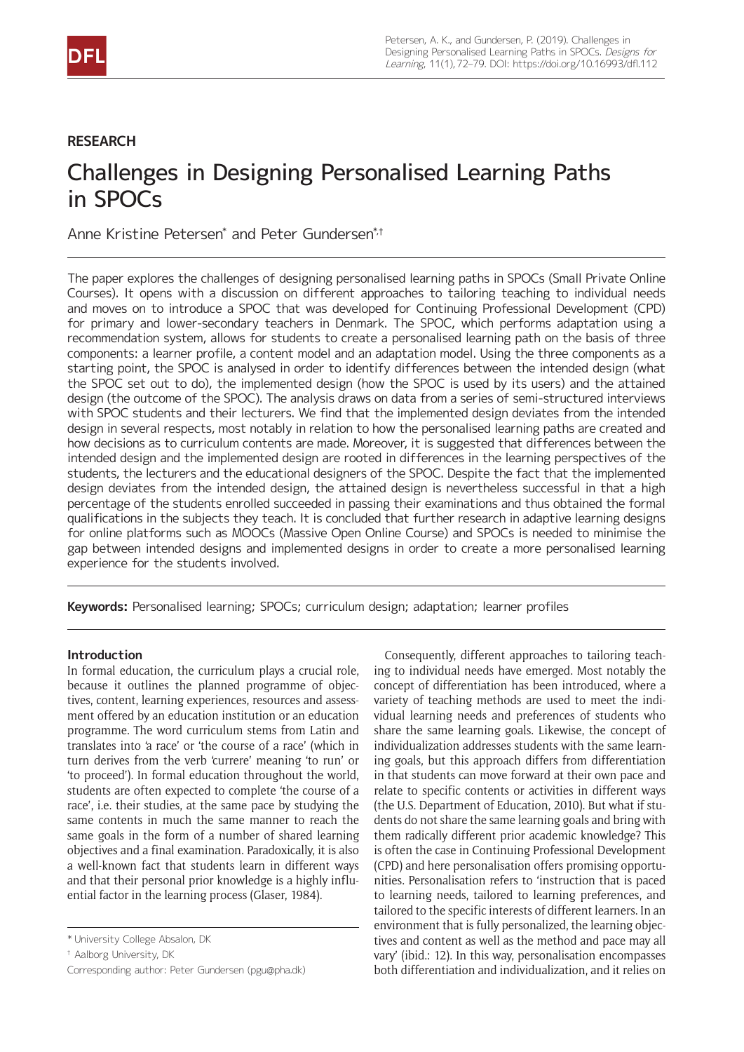RESEARCH

# Challenges in Designing Personalised Learning Paths in SPOCs

Anne Kristine Petersen[*] and Peter Gundersen[*,†]

The paper explores the challenges of designing personalised learning paths in SPOCs (Small Private Online Courses). It opens with a discussion on different approaches to tailoring teaching to individual needs and moves on to introduce a SPOC that was developed for Continuing Professional Development (CPD) for primary and lower-secondary teachers in Denmark. The SPOC, which performs adaptation using a recommendation system, allows for students to create a personalised learning path on the basis of three components: a learner profile, a content model and an adaptation model. Using the three components as a starting point, the SPOC is analysed in order to identify differences between the intended design (what the SPOC set out to do), the implemented design (how the SPOC is used by its users) and the attained design (the outcome of the SPOC). The analysis draws on data from a series of semi-structured interviews with SPOC students and their lecturers. We find that the implemented design deviates from the intended design in several respects, most notably in relation to how the personalised learning paths are created and how decisions as to curriculum contents are made. Moreover, it is suggested that differences between the intended design and the implemented design are rooted in differences in the learning perspectives of the students, the lecturers and the educational designers of the SPOC. Despite the fact that the implemented design deviates from the intended design, the attained design is nevertheless successful in that a high percentage of the students enrolled succeeded in passing their examinations and thus obtained the formal qualifications in the subjects they teach. It is concluded that further research in adaptive learning designs for online platforms such as MOOCs (Massive Open Online Course) and SPOCs is needed to minimise the gap between intended designs and implemented designs in order to create a more personalised learning experience for the students involved.

**Keywords:** Personalised learning; SPOCs; curriculum design; adaptation; learner profiles

## Introduction

In formal education, the curriculum plays a crucial role, because it outlines the planned programme of objectives, content, learning experiences, resources and assessment offered by an education institution or an education programme. The word curriculum stems from Latin and translates into 'a race' or 'the course of a race' (which in turn derives from the verb 'currere' meaning 'to run' or 'to proceed'). In formal education throughout the world, students are often expected to complete 'the course of a race', i.e. their studies, at the same pace by studying the same contents in much the same manner to reach the same goals in the form of a number of shared learning objectives and a final examination. Paradoxically, it is also a well-known fact that students learn in different ways and that their personal prior knowledge is a highly influential factor in the learning process (Glaser, 1984).

Consequently, different approaches to tailoring teaching to individual needs have emerged. Most notably the concept of differentiation has been introduced, where a variety of teaching methods are used to meet the individual learning needs and preferences of students who share the same learning goals. Likewise, the concept of individualization addresses students with the same learning goals, but this approach differs from differentiation in that students can move forward at their own pace and relate to specific contents or activities in different ways (the U.S. Department of Education, 2010). But what if students do not share the same learning goals and bring with them radically different prior academic knowledge? This is often the case in Continuing Professional Development (CPD) and here personalisation offers promising opportunities. Personalisation refers to 'instruction that is paced to learning needs, tailored to learning preferences, and tailored to the specific interests of different learners. In an environment that is fully personalized, the learning objectives and content as well as the method and pace may all vary' (ibid.: 12). In this way, personalisation encompasses both differentiation and individualization, and it relies on

[*] University College Absalon, DK

[†] Aalborg University, DK

Corresponding author: Peter Gundersen (pgu@pha.dk)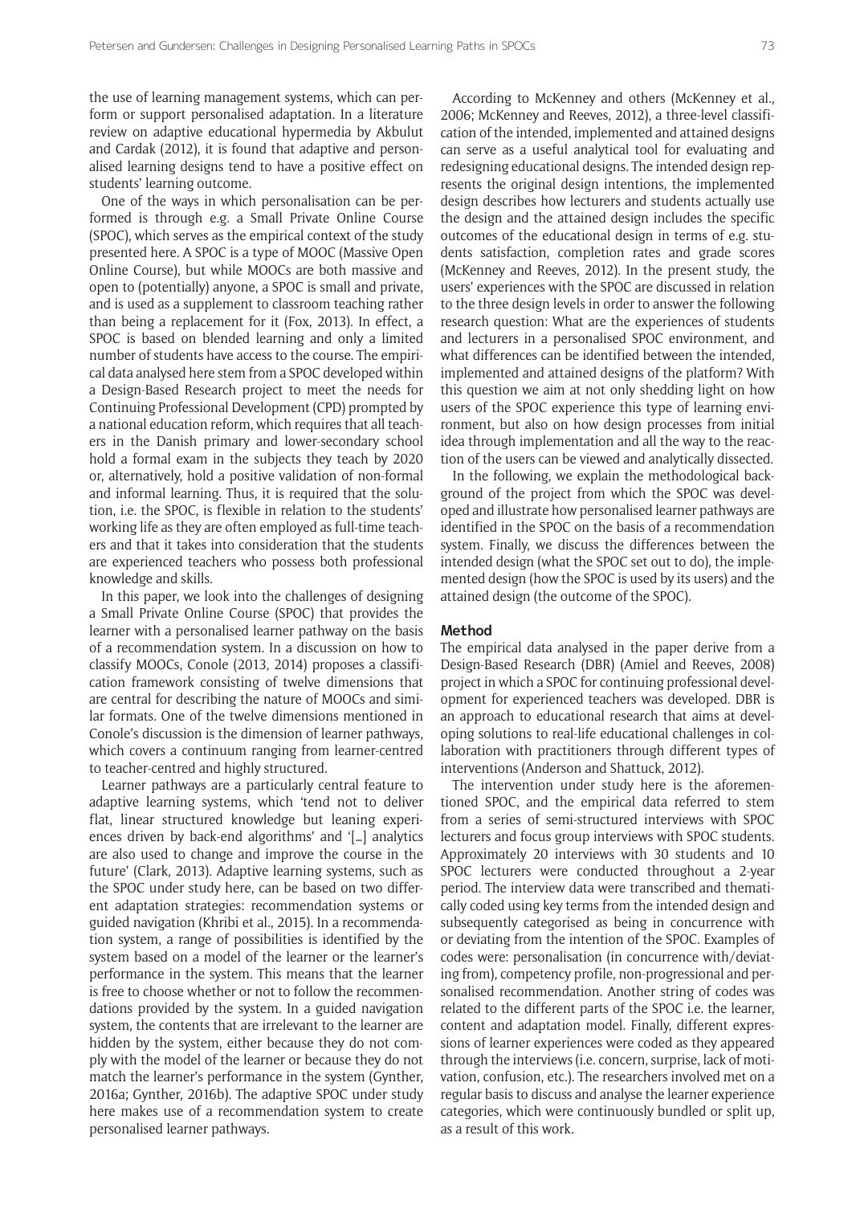the use of learning management systems, which can perform or support personalised adaptation. In a literature review on adaptive educational hypermedia by Akbulut and Cardak (2012), it is found that adaptive and personalised learning designs tend to have a positive effect on students' learning outcome.

One of the ways in which personalisation can be performed is through e.g. a Small Private Online Course (SPOC), which serves as the empirical context of the study presented here. A SPOC is a type of MOOC (Massive Open Online Course), but while MOOCs are both massive and open to (potentially) anyone, a SPOC is small and private, and is used as a supplement to classroom teaching rather than being a replacement for it (Fox, 2013). In effect, a SPOC is based on blended learning and only a limited number of students have access to the course. The empirical data analysed here stem from a SPOC developed within a Design-Based Research project to meet the needs for Continuing Professional Development (CPD) prompted by a national education reform, which requires that all teachers in the Danish primary and lower-secondary school hold a formal exam in the subjects they teach by 2020 or, alternatively, hold a positive validation of non-formal and informal learning. Thus, it is required that the solution, i.e. the SPOC, is flexible in relation to the students' working life as they are often employed as full-time teachers and that it takes into consideration that the students are experienced teachers who possess both professional knowledge and skills.

In this paper, we look into the challenges of designing a Small Private Online Course (SPOC) that provides the learner with a personalised learner pathway on the basis of a recommendation system. In a discussion on how to classify MOOCs, Conole (2013, 2014) proposes a classification framework consisting of twelve dimensions that are central for describing the nature of MOOCs and similar formats. One of the twelve dimensions mentioned in Conole's discussion is the dimension of learner pathways, which covers a continuum ranging from learner-centred to teacher-centred and highly structured.

Learner pathways are a particularly central feature to adaptive learning systems, which 'tend not to deliver flat, linear structured knowledge but leaning experiences driven by back-end algorithms' and '[...] analytics are also used to change and improve the course in the future' (Clark, 2013). Adaptive learning systems, such as the SPOC under study here, can be based on two different adaptation strategies: recommendation systems or guided navigation (Khribi et al., 2015). In a recommendation system, a range of possibilities is identified by the system based on a model of the learner or the learner's performance in the system. This means that the learner is free to choose whether or not to follow the recommendations provided by the system. In a guided navigation system, the contents that are irrelevant to the learner are hidden by the system, either because they do not comply with the model of the learner or because they do not match the learner's performance in the system (Gynther, 2016a; Gynther, 2016b). The adaptive SPOC under study here makes use of a recommendation system to create personalised learner pathways.

According to McKenney and others (McKenney et al., 2006; McKenney and Reeves, 2012), a three-level classification of the intended, implemented and attained designs can serve as a useful analytical tool for evaluating and redesigning educational designs. The intended design represents the original design intentions, the implemented design describes how lecturers and students actually use the design and the attained design includes the specific outcomes of the educational design in terms of e.g. students satisfaction, completion rates and grade scores (McKenney and Reeves, 2012). In the present study, the users' experiences with the SPOC are discussed in relation to the three design levels in order to answer the following research question: What are the experiences of students and lecturers in a personalised SPOC environment, and what differences can be identified between the intended, implemented and attained designs of the platform? With this question we aim at not only shedding light on how users of the SPOC experience this type of learning environment, but also on how design processes from initial idea through implementation and all the way to the reaction of the users can be viewed and analytically dissected.

In the following, we explain the methodological background of the project from which the SPOC was developed and illustrate how personalised learner pathways are identified in the SPOC on the basis of a recommendation system. Finally, we discuss the differences between the intended design (what the SPOC set out to do), the implemented design (how the SPOC is used by its users) and the attained design (the outcome of the SPOC).

## Method

The empirical data analysed in the paper derive from a Design-Based Research (DBR) (Amiel and Reeves, 2008) project in which a SPOC for continuing professional development for experienced teachers was developed. DBR is an approach to educational research that aims at developing solutions to real-life educational challenges in collaboration with practitioners through different types of interventions (Anderson and Shattuck, 2012).

The intervention under study here is the aforementioned SPOC, and the empirical data referred to stem from a series of semi-structured interviews with SPOC lecturers and focus group interviews with SPOC students. Approximately 20 interviews with 30 students and 10 SPOC lecturers were conducted throughout a 2-year period. The interview data were transcribed and thematically coded using key terms from the intended design and subsequently categorised as being in concurrence with or deviating from the intention of the SPOC. Examples of codes were: personalisation (in concurrence with/deviating from), competency profile, non-progressional and personalised recommendation. Another string of codes was related to the different parts of the SPOC i.e. the learner, content and adaptation model. Finally, different expressions of learner experiences were coded as they appeared through the interviews (i.e. concern, surprise, lack of motivation, confusion, etc.). The researchers involved met on a regular basis to discuss and analyse the learner experience categories, which were continuously bundled or split up, as a result of this work.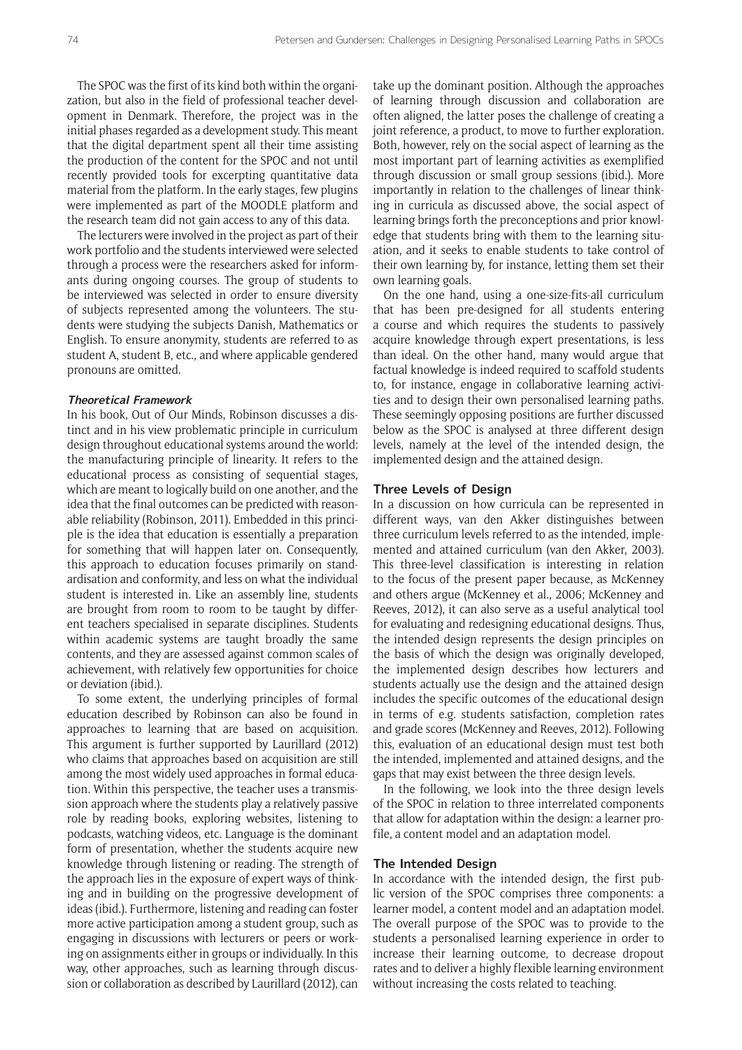The SPOC was the first of its kind both within the organization, but also in the field of professional teacher development in Denmark. Therefore, the project was in the initial phases regarded as a development study. This meant that the digital department spent all their time assisting the production of the content for the SPOC and not until recently provided tools for excerpting quantitative data material from the platform. In the early stages, few plugins were implemented as part of the MOODLE platform and the research team did not gain access to any of this data.

The lecturers were involved in the project as part of their work portfolio and the students interviewed were selected through a process were the researchers asked for informants during ongoing courses. The group of students to be interviewed was selected in order to ensure diversity of subjects represented among the volunteers. The students were studying the subjects Danish, Mathematics or English. To ensure anonymity, students are referred to as student A, student B, etc., and where applicable gendered pronouns are omitted.

### Theoretical Framework

In his book, Out of Our Minds, Robinson discusses a distinct and in his view problematic principle in curriculum design throughout educational systems around the world: the manufacturing principle of linearity. It refers to the educational process as consisting of sequential stages, which are meant to logically build on one another, and the idea that the final outcomes can be predicted with reasonable reliability (Robinson, 2011). Embedded in this principle is the idea that education is essentially a preparation for something that will happen later on. Consequently, this approach to education focuses primarily on standardisation and conformity, and less on what the individual student is interested in. Like an assembly line, students are brought from room to room to be taught by different teachers specialised in separate disciplines. Students within academic systems are taught broadly the same contents, and they are assessed against common scales of achievement, with relatively few opportunities for choice or deviation (ibid.).

To some extent, the underlying principles of formal education described by Robinson can also be found in approaches to learning that are based on acquisition. This argument is further supported by Laurillard (2012) who claims that approaches based on acquisition are still among the most widely used approaches in formal education. Within this perspective, the teacher uses a transmission approach where the students play a relatively passive role by reading books, exploring websites, listening to podcasts, watching videos, etc. Language is the dominant form of presentation, whether the students acquire new knowledge through listening or reading. The strength of the approach lies in the exposure of expert ways of thinking and in building on the progressive development of ideas (ibid.). Furthermore, listening and reading can foster more active participation among a student group, such as engaging in discussions with lecturers or peers or working on assignments either in groups or individually. In this way, other approaches, such as learning through discussion or collaboration as described by Laurillard (2012), can take up the dominant position. Although the approaches of learning through discussion and collaboration are often aligned, the latter poses the challenge of creating a joint reference, a product, to move to further exploration. Both, however, rely on the social aspect of learning as the most important part of learning activities as exemplified through discussion or small group sessions (ibid.). More importantly in relation to the challenges of linear thinking in curricula as discussed above, the social aspect of learning brings forth the preconceptions and prior knowledge that students bring with them to the learning situation, and it seeks to enable students to take control of their own learning by, for instance, letting them set their own learning goals.

On the one hand, using a one-size-fits-all curriculum that has been pre-designed for all students entering a course and which requires the students to passively acquire knowledge through expert presentations, is less than ideal. On the other hand, many would argue that factual knowledge is indeed required to scaffold students to, for instance, engage in collaborative learning activities and to design their own personalised learning paths. These seemingly opposing positions are further discussed below as the SPOC is analysed at three different design levels, namely at the level of the intended design, the implemented design and the attained design.

## Three Levels of Design

In a discussion on how curricula can be represented in different ways, van den Akker distinguishes between three curriculum levels referred to as the intended, implemented and attained curriculum (van den Akker, 2003). This three-level classification is interesting in relation to the focus of the present paper because, as McKenney and others argue (McKenney et al., 2006; McKenney and Reeves, 2012), it can also serve as a useful analytical tool for evaluating and redesigning educational designs. Thus, the intended design represents the design principles on the basis of which the design was originally developed, the implemented design describes how lecturers and students actually use the design and the attained design includes the specific outcomes of the educational design in terms of e.g. students satisfaction, completion rates and grade scores (McKenney and Reeves, 2012). Following this, evaluation of an educational design must test both the intended, implemented and attained designs, and the gaps that may exist between the three design levels.

In the following, we look into the three design levels of the SPOC in relation to three interrelated components that allow for adaptation within the design: a learner profile, a content model and an adaptation model.

## The Intended Design

In accordance with the intended design, the first public version of the SPOC comprises three components: a learner model, a content model and an adaptation model. The overall purpose of the SPOC was to provide to the students a personalised learning experience in order to increase their learning outcome, to decrease dropout rates and to deliver a highly flexible learning environment without increasing the costs related to teaching.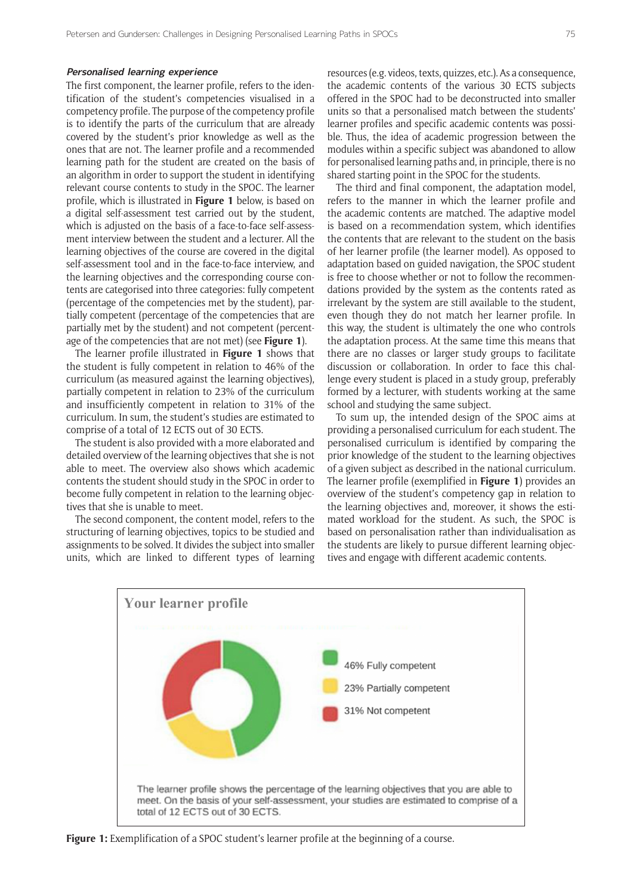#### *Personalised learning experience*

The first component, the learner profile, refers to the identification of the student's competencies visualised in a competency profile. The purpose of the competency profile is to identify the parts of the curriculum that are already covered by the student's prior knowledge as well as the ones that are not. The learner profile and a recommended learning path for the student are created on the basis of an algorithm in order to support the student in identifying relevant course contents to study in the SPOC. The learner profile, which is illustrated in **Figure 1** below, is based on a digital self-assessment test carried out by the student, which is adjusted on the basis of a face-to-face self-assessment interview between the student and a lecturer. All the learning objectives of the course are covered in the digital self-assessment tool and in the face-to-face interview, and the learning objectives and the corresponding course contents are categorised into three categories: fully competent (percentage of the competencies met by the student), partially competent (percentage of the competencies that are partially met by the student) and not competent (percentage of the competencies that are not met) (see **Figure 1**).

The learner profile illustrated in **Figure 1** shows that the student is fully competent in relation to 46% of the curriculum (as measured against the learning objectives), partially competent in relation to 23% of the curriculum and insufficiently competent in relation to 31% of the curriculum. In sum, the student's studies are estimated to comprise of a total of 12 ECTS out of 30 ECTS.

The student is also provided with a more elaborated and detailed overview of the learning objectives that she is not able to meet. The overview also shows which academic contents the student should study in the SPOC in order to become fully competent in relation to the learning objectives that she is unable to meet.

The second component, the content model, refers to the structuring of learning objectives, topics to be studied and assignments to be solved. It divides the subject into smaller units, which are linked to different types of learning resources (e.g. videos, texts, quizzes, etc.). As a consequence, the academic contents of the various 30 ECTS subjects offered in the SPOC had to be deconstructed into smaller units so that a personalised match between the students' learner profiles and specific academic contents was possible. Thus, the idea of academic progression between the modules within a specific subject was abandoned to allow for personalised learning paths and, in principle, there is no shared starting point in the SPOC for the students.

The third and final component, the adaptation model, refers to the manner in which the learner profile and the academic contents are matched. The adaptive model is based on a recommendation system, which identifies the contents that are relevant to the student on the basis of her learner profile (the learner model). As opposed to adaptation based on guided navigation, the SPOC student is free to choose whether or not to follow the recommendations provided by the system as the contents rated as irrelevant by the system are still available to the student, even though they do not match her learner profile. In this way, the student is ultimately the one who controls the adaptation process. At the same time this means that there are no classes or larger study groups to facilitate discussion or collaboration. In order to face this challenge every student is placed in a study group, preferably formed by a lecturer, with students working at the same school and studying the same subject.

To sum up, the intended design of the SPOC aims at providing a personalised curriculum for each student. The personalised curriculum is identified by comparing the prior knowledge of the student to the learning objectives of a given subject as described in the national curriculum. The learner profile (exemplified in **Figure 1**) provides an overview of the student's competency gap in relation to the learning objectives and, moreover, it shows the estimated workload for the student. As such, the SPOC is based on personalisation rather than individualisation as the students are likely to pursue different learning objectives and engage with different academic contents.

**Your learner profile**

46% Fully competent

23% Partially competent

31% Not competent

The learner profile shows the percentage of the learning objectives that you are able to meet. On the basis of your self-assessment, your studies are estimated to comprise of a total of 12 ECTS out of 30 ECTS.

**Figure 1:** Exemplification of a SPOC student's learner profile at the beginning of a course.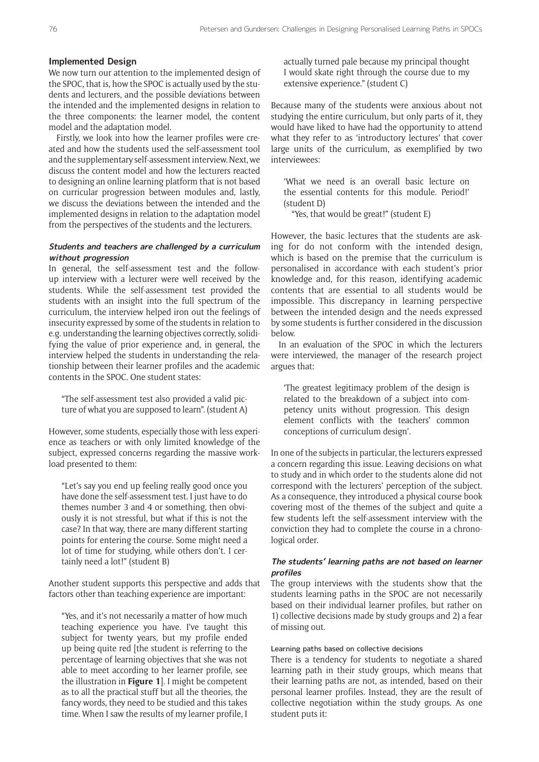## Implemented Design

We now turn our attention to the implemented design of the SPOC, that is, how the SPOC is actually used by the students and lecturers, and the possible deviations between the intended and the implemented designs in relation to the three components: the learner model, the content model and the adaptation model.

Firstly, we look into how the learner profiles were created and how the students used the self-assessment tool and the supplementary self-assessment interview. Next, we discuss the content model and how the lecturers reacted to designing an online learning platform that is not based on curricular progression between modules and, lastly, we discuss the deviations between the intended and the implemented designs in relation to the adaptation model from the perspectives of the students and the lecturers.

### *Students and teachers are challenged by a curriculum without progression*

In general, the self-assessment test and the follow-up interview with a lecturer were well received by the students. While the self-assessment test provided the students with an insight into the full spectrum of the curriculum, the interview helped iron out the feelings of insecurity expressed by some of the students in relation to e.g. understanding the learning objectives correctly, solidifying the value of prior experience and, in general, the interview helped the students in understanding the relationship between their learner profiles and the academic contents in the SPOC. One student states:

> "The self-assessment test also provided a valid picture of what you are supposed to learn". (student A)

However, some students, especially those with less experience as teachers or with only limited knowledge of the subject, expressed concerns regarding the massive workload presented to them:

> "Let's say you end up feeling really good once you have done the self-assessment test. I just have to do themes number 3 and 4 or something, then obviously it is not stressful, but what if this is not the case? In that way, there are many different starting points for entering the course. Some might need a lot of time for studying, while others don't. I certainly need a lot!" (student B)

Another student supports this perspective and adds that factors other than teaching experience are important:

> "Yes, and it's not necessarily a matter of how much teaching experience you have. I've taught this subject for twenty years, but my profile ended up being quite red [the student is referring to the percentage of learning objectives that she was not able to meet according to her learner profile, see the illustration in **Figure 1**]. I might be competent as to all the practical stuff but all the theories, the fancy words, they need to be studied and this takes time. When I saw the results of my learner profile, I actually turned pale because my principal thought I would skate right through the course due to my extensive experience." (student C)

Because many of the students were anxious about not studying the entire curriculum, but only parts of it, they would have liked to have had the opportunity to attend what they refer to as 'introductory lectures' that cover large units of the curriculum, as exemplified by two interviewees:

> 'What we need is an overall basic lecture on the essential contents for this module. Period!' (student D)
>
> "Yes, that would be great!" (student E)

However, the basic lectures that the students are asking for do not conform with the intended design, which is based on the premise that the curriculum is personalised in accordance with each student's prior knowledge and, for this reason, identifying academic contents that are essential to all students would be impossible. This discrepancy in learning perspective between the intended design and the needs expressed by some students is further considered in the discussion below.

In an evaluation of the SPOC in which the lecturers were interviewed, the manager of the research project argues that:

> 'The greatest legitimacy problem of the design is related to the breakdown of a subject into competency units without progression. This design element conflicts with the teachers' common conceptions of curriculum design'.

In one of the subjects in particular, the lecturers expressed a concern regarding this issue. Leaving decisions on what to study and in which order to the students alone did not correspond with the lecturers' perception of the subject. As a consequence, they introduced a physical course book covering most of the themes of the subject and quite a few students left the self-assessment interview with the conviction they had to complete the course in a chronological order.

### *The students' learning paths are not based on learner profiles*

The group interviews with the students show that the students learning paths in the SPOC are not necessarily based on their individual learner profiles, but rather on 1) collective decisions made by study groups and 2) a fear of missing out.

#### Learning paths based on collective decisions

There is a tendency for students to negotiate a shared learning path in their study groups, which means that their learning paths are not, as intended, based on their personal learner profiles. Instead, they are the result of collective negotiation within the study groups. As one student puts it: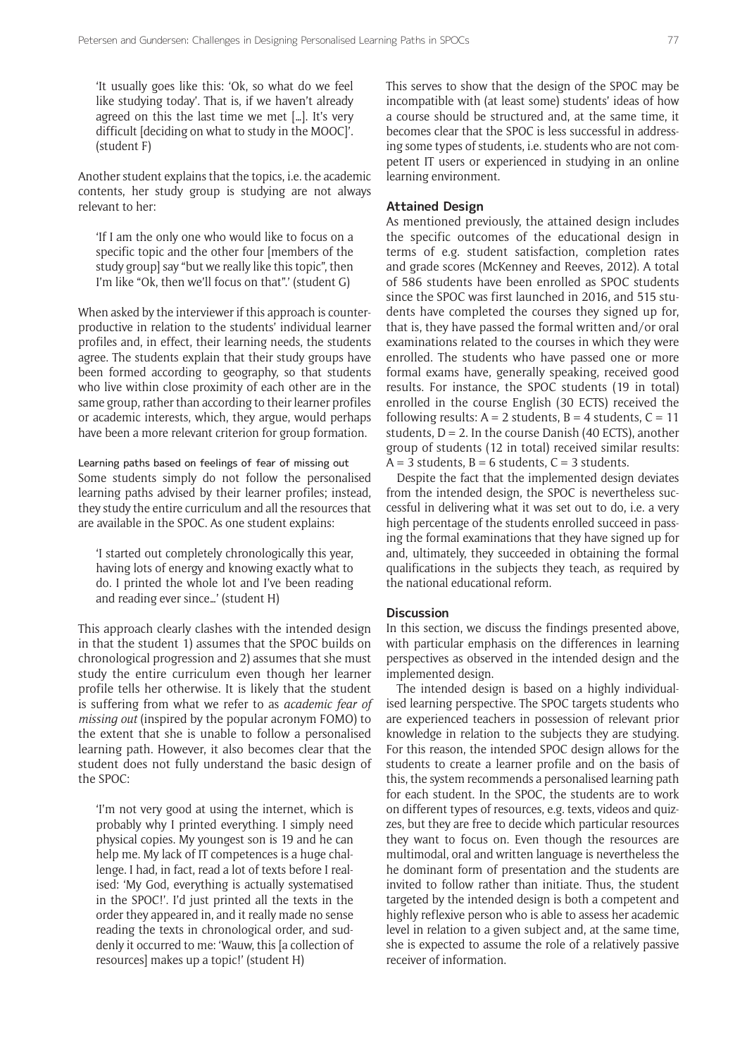'It usually goes like this: 'Ok, so what do we feel like studying today'. That is, if we haven't already agreed on this the last time we met […]. It's very difficult [deciding on what to study in the MOOC]'. (student F)

Another student explains that the topics, i.e. the academic contents, her study group is studying are not always relevant to her:

'If I am the only one who would like to focus on a specific topic and the other four [members of the study group] say "but we really like this topic", then I'm like "Ok, then we'll focus on that".' (student G)

When asked by the interviewer if this approach is counterproductive in relation to the students' individual learner profiles and, in effect, their learning needs, the students agree. The students explain that their study groups have been formed according to geography, so that students who live within close proximity of each other are in the same group, rather than according to their learner profiles or academic interests, which, they argue, would perhaps have been a more relevant criterion for group formation.

#### Learning paths based on feelings of fear of missing out

Some students simply do not follow the personalised learning paths advised by their learner profiles; instead, they study the entire curriculum and all the resources that are available in the SPOC. As one student explains:

'I started out completely chronologically this year, having lots of energy and knowing exactly what to do. I printed the whole lot and I've been reading and reading ever since…' (student H)

This approach clearly clashes with the intended design in that the student 1) assumes that the SPOC builds on chronological progression and 2) assumes that she must study the entire curriculum even though her learner profile tells her otherwise. It is likely that the student is suffering from what we refer to as *academic fear of missing out* (inspired by the popular acronym FOMO) to the extent that she is unable to follow a personalised learning path. However, it also becomes clear that the student does not fully understand the basic design of the SPOC:

'I'm not very good at using the internet, which is probably why I printed everything. I simply need physical copies. My youngest son is 19 and he can help me. My lack of IT competences is a huge challenge. I had, in fact, read a lot of texts before I realised: 'My God, everything is actually systematised in the SPOC!'. I'd just printed all the texts in the order they appeared in, and it really made no sense reading the texts in chronological order, and suddenly it occurred to me: 'Wauw, this [a collection of resources] makes up a topic!' (student H)

This serves to show that the design of the SPOC may be incompatible with (at least some) students' ideas of how a course should be structured and, at the same time, it becomes clear that the SPOC is less successful in addressing some types of students, i.e. students who are not competent IT users or experienced in studying in an online learning environment.

### Attained Design

As mentioned previously, the attained design includes the specific outcomes of the educational design in terms of e.g. student satisfaction, completion rates and grade scores (McKenney and Reeves, 2012). A total of 586 students have been enrolled as SPOC students since the SPOC was first launched in 2016, and 515 students have completed the courses they signed up for, that is, they have passed the formal written and/or oral examinations related to the courses in which they were enrolled. The students who have passed one or more formal exams have, generally speaking, received good results. For instance, the SPOC students (19 in total) enrolled in the course English (30 ECTS) received the following results: A = 2 students, B = 4 students, C = 11 students, D = 2. In the course Danish (40 ECTS), another group of students (12 in total) received similar results: A = 3 students, B = 6 students, C = 3 students.

Despite the fact that the implemented design deviates from the intended design, the SPOC is nevertheless successful in delivering what it was set out to do, i.e. a very high percentage of the students enrolled succeed in passing the formal examinations that they have signed up for and, ultimately, they succeeded in obtaining the formal qualifications in the subjects they teach, as required by the national educational reform.

## Discussion

In this section, we discuss the findings presented above, with particular emphasis on the differences in learning perspectives as observed in the intended design and the implemented design.

The intended design is based on a highly individualised learning perspective. The SPOC targets students who are experienced teachers in possession of relevant prior knowledge in relation to the subjects they are studying. For this reason, the intended SPOC design allows for the students to create a learner profile and on the basis of this, the system recommends a personalised learning path for each student. In the SPOC, the students are to work on different types of resources, e.g. texts, videos and quizzes, but they are free to decide which particular resources they want to focus on. Even though the resources are multimodal, oral and written language is nevertheless the he dominant form of presentation and the students are invited to follow rather than initiate. Thus, the student targeted by the intended design is both a competent and highly reflexive person who is able to assess her academic level in relation to a given subject and, at the same time, she is expected to assume the role of a relatively passive receiver of information.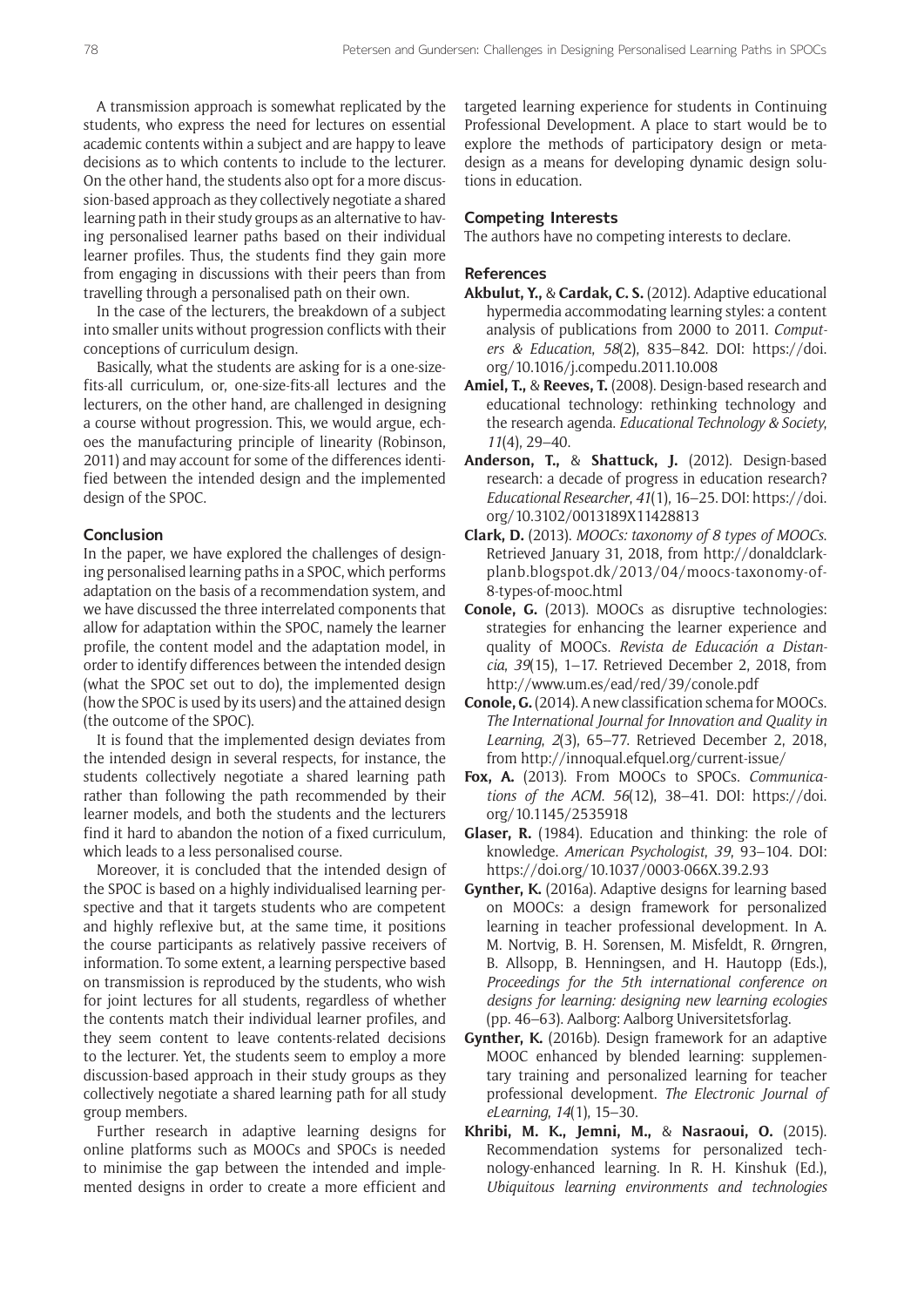A transmission approach is somewhat replicated by the students, who express the need for lectures on essential academic contents within a subject and are happy to leave decisions as to which contents to include to the lecturer. On the other hand, the students also opt for a more discussion-based approach as they collectively negotiate a shared learning path in their study groups as an alternative to having personalised learner paths based on their individual learner profiles. Thus, the students find they gain more from engaging in discussions with their peers than from travelling through a personalised path on their own.

In the case of the lecturers, the breakdown of a subject into smaller units without progression conflicts with their conceptions of curriculum design.

Basically, what the students are asking for is a one-size-fits-all curriculum, or, one-size-fits-all lectures and the lecturers, on the other hand, are challenged in designing a course without progression. This, we would argue, echoes the manufacturing principle of linearity (Robinson, 2011) and may account for some of the differences identified between the intended design and the implemented design of the SPOC.

## Conclusion

In the paper, we have explored the challenges of designing personalised learning paths in a SPOC, which performs adaptation on the basis of a recommendation system, and we have discussed the three interrelated components that allow for adaptation within the SPOC, namely the learner profile, the content model and the adaptation model, in order to identify differences between the intended design (what the SPOC set out to do), the implemented design (how the SPOC is used by its users) and the attained design (the outcome of the SPOC).

It is found that the implemented design deviates from the intended design in several respects, for instance, the students collectively negotiate a shared learning path rather than following the path recommended by their learner models, and both the students and the lecturers find it hard to abandon the notion of a fixed curriculum, which leads to a less personalised course.

Moreover, it is concluded that the intended design of the SPOC is based on a highly individualised learning perspective and that it targets students who are competent and highly reflexive but, at the same time, it positions the course participants as relatively passive receivers of information. To some extent, a learning perspective based on transmission is reproduced by the students, who wish for joint lectures for all students, regardless of whether the contents match their individual learner profiles, and they seem content to leave contents-related decisions to the lecturer. Yet, the students seem to employ a more discussion-based approach in their study groups as they collectively negotiate a shared learning path for all study group members.

Further research in adaptive learning designs for online platforms such as MOOCs and SPOCs is needed to minimise the gap between the intended and implemented designs in order to create a more efficient and targeted learning experience for students in Continuing Professional Development. A place to start would be to explore the methods of participatory design or meta-design as a means for developing dynamic design solutions in education.

## Competing Interests

The authors have no competing interests to declare.

## References

**Akbulut, Y.,** & **Cardak, C. S.** (2012). Adaptive educational hypermedia accommodating learning styles: a content analysis of publications from 2000 to 2011. *Computers & Education*, *58*(2), 835–842. DOI: https://doi.org/10.1016/j.compedu.2011.10.008

**Amiel, T.,** & **Reeves, T.** (2008). Design-based research and educational technology: rethinking technology and the research agenda. *Educational Technology & Society*, *11*(4), 29–40.

**Anderson, T.,** & **Shattuck, J.** (2012). Design-based research: a decade of progress in education research? *Educational Researcher*, *41*(1), 16–25. DOI: https://doi.org/10.3102/0013189X11428813

**Clark, D.** (2013). *MOOCs: taxonomy of 8 types of MOOCs*. Retrieved January 31, 2018, from http://donaldclarkplanb.blogspot.dk/2013/04/moocs-taxonomy-of-8-types-of-mooc.html

**Conole, G.** (2013). MOOCs as disruptive technologies: strategies for enhancing the learner experience and quality of MOOCs. *Revista de Educación a Distancia*, *39*(15), 1–17. Retrieved December 2, 2018, from http://www.um.es/ead/red/39/conole.pdf

**Conole, G.** (2014). A new classification schema for MOOCs. *The International Journal for Innovation and Quality in Learning*, *2*(3), 65–77. Retrieved December 2, 2018, from http://innoqual.efquel.org/current-issue/

**Fox, A.** (2013). From MOOCs to SPOCs. *Communications of the ACM*. *56*(12), 38–41. DOI: https://doi.org/10.1145/2535918

**Glaser, R.** (1984). Education and thinking: the role of knowledge. *American Psychologist*, *39*, 93–104. DOI: https://doi.org/10.1037/0003-066X.39.2.93

**Gynther, K.** (2016a). Adaptive designs for learning based on MOOCs: a design framework for personalized learning in teacher professional development. In A. M. Nortvig, B. H. Sørensen, M. Misfeldt, R. Ørngren, B. Allsopp, B. Henningsen, and H. Hautopp (Eds.), *Proceedings for the 5th international conference on designs for learning: designing new learning ecologies* (pp. 46–63). Aalborg: Aalborg Universitetsforlag.

**Gynther, K.** (2016b). Design framework for an adaptive MOOC enhanced by blended learning: supplementary training and personalized learning for teacher professional development. *The Electronic Journal of eLearning*, *14*(1), 15–30.

**Khribi, M. K., Jemni, M.,** & **Nasraoui, O.** (2015). Recommendation systems for personalized technology-enhanced learning. In R. H. Kinshuk (Ed.), *Ubiquitous learning environments and technologies*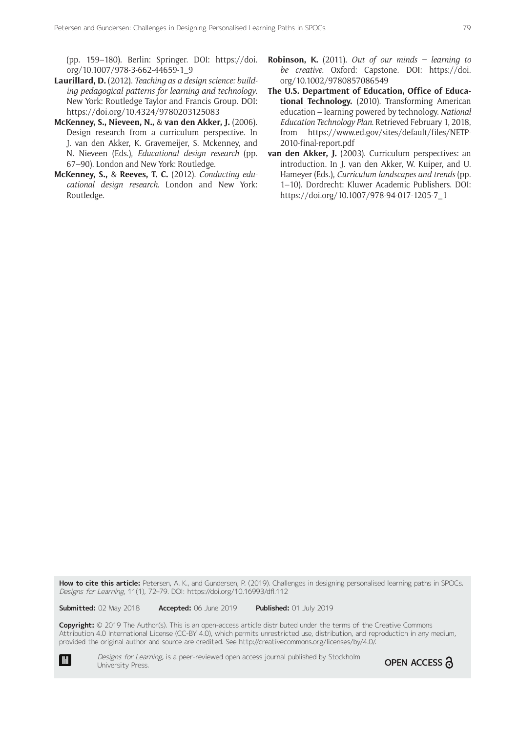(pp. 159–180). Berlin: Springer. DOI: https://doi.org/10.1007/978-3-662-44659-1_9

**Laurillard, D.** (2012). *Teaching as a design science: building pedagogical patterns for learning and technology*. New York: Routledge Taylor and Francis Group. DOI: https://doi.org/10.4324/9780203125083

**McKenney, S., Nieveen, N.,** & **van den Akker, J.** (2006). Design research from a curriculum perspective. In J. van den Akker, K. Gravemeijer, S. Mckenney, and N. Nieveen (Eds.), *Educational design research* (pp. 67–90). London and New York: Routledge.

**McKenney, S.,** & **Reeves, T. C.** (2012). *Conducting educational design research*. London and New York: Routledge.

**Robinson, K.** (2011). *Out of our minds – learning to be creative*. Oxford: Capstone. DOI: https://doi.org/10.1002/9780857086549

**The U.S. Department of Education, Office of Educational Technology.** (2010). Transforming American education – learning powered by technology. *National Education Technology Plan*. Retrieved February 1, 2018, from https://www.ed.gov/sites/default/files/NETP-2010-final-report.pdf

**van den Akker, J.** (2003). Curriculum perspectives: an introduction. In J. van den Akker, W. Kuiper, and U. Hameyer (Eds.), *Curriculum landscapes and trends* (pp. 1–10). Dordrecht: Kluwer Academic Publishers. DOI: https://doi.org/10.1007/978-94-017-1205-7_1

**How to cite this article:** Petersen, A. K., and Gundersen, P. (2019). Challenges in designing personalised learning paths in SPOCs. *Designs for Learning*, 11(1), 72–79. DOI: https://doi.org/10.16993/dfl.112

**Submitted:** 02 May 2018 **Accepted:** 06 June 2019 **Published:** 01 July 2019

**Copyright:** © 2019 The Author(s). This is an open-access article distributed under the terms of the Creative Commons Attribution 4.0 International License (CC-BY 4.0), which permits unrestricted use, distribution, and reproduction in any medium, provided the original author and source are credited. See http://creativecommons.org/licenses/by/4.0/.

*Designs for Learning*, is a peer-reviewed open access journal published by Stockholm University Press.

**OPEN ACCESS**